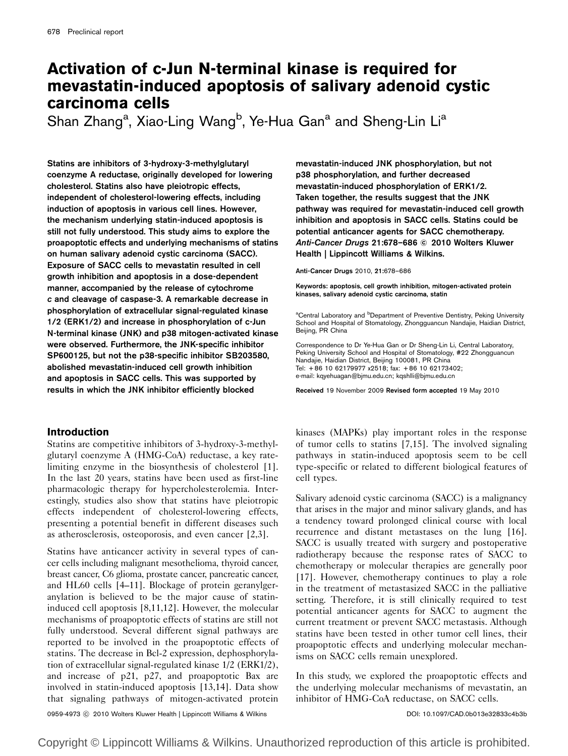# Activation of c-Jun N-terminal kinase is required for mevastatin-induced apoptosis of salivary adenoid cystic carcinoma cells

Shan Zhang[a], Xiao-Ling Wang[b], Ye-Hua Gan[a] and Sheng-Lin Li[a]

**Statins are inhibitors of 3-hydroxy-3-methylglutaryl coenzyme A reductase, originally developed for lowering cholesterol. Statins also have pleiotropic effects, independent of cholesterol-lowering effects, including induction of apoptosis in various cell lines. However, the mechanism underlying statin-induced apoptosis is still not fully understood. This study aims to explore the proapoptotic effects and underlying mechanisms of statins on human salivary adenoid cystic carcinoma (SACC). Exposure of SACC cells to mevastatin resulted in cell growth inhibition and apoptosis in a dose-dependent manner, accompanied by the release of cytochrome *c* and cleavage of caspase-3. A remarkable decrease in phosphorylation of extracellular signal-regulated kinase 1/2 (ERK1/2) and increase in phosphorylation of c-Jun N-terminal kinase (JNK) and p38 mitogen-activated kinase were observed. Furthermore, the JNK-specific inhibitor SP600125, but not the p38-specific inhibitor SB203580, abolished mevastatin-induced cell growth inhibition and apoptosis in SACC cells. This was supported by results in which the JNK inhibitor efficiently blocked mevastatin-induced JNK phosphorylation, but not p38 phosphorylation, and further decreased mevastatin-induced phosphorylation of ERK1/2. Taken together, the results suggest that the JNK pathway was required for mevastatin-induced cell growth inhibition and apoptosis in SACC cells. Statins could be potential anticancer agents for SACC chemotherapy. *Anti-Cancer Drugs* 21:678–686 © 2010 Wolters Kluwer Health | Lippincott Williams & Wilkins.**

Anti-Cancer Drugs 2010, 21:678–686

**Keywords:** apoptosis, cell growth inhibition, mitogen-activated protein kinases, salivary adenoid cystic carcinoma, statin

[a]Central Laboratory and [b]Department of Preventive Dentistry, Peking University School and Hospital of Stomatology, Zhongguancun Nandajie, Haidian District, Beijing, PR China

Correspondence to Dr Ye-Hua Gan or Dr Sheng-Lin Li, Central Laboratory, Peking University School and Hospital of Stomatology, #22 Zhongguancun Nandajie, Haidian District, Beijing 100081, PR China
Tel: +86 10 62179977 x2518; fax: +86 10 62173402;
e-mail: kqyehuagan@bjmu.edu.cn; kqshlli@bjmu.edu.cn

**Received** 19 November 2009 **Revised form accepted** 19 May 2010

## Introduction

Statins are competitive inhibitors of 3-hydroxy-3-methylglutaryl coenzyme A (HMG-CoA) reductase, a key rate-limiting enzyme in the biosynthesis of cholesterol [1]. In the last 20 years, statins have been used as first-line pharmacologic therapy for hypercholesterolemia. Interestingly, studies also show that statins have pleiotropic effects independent of cholesterol-lowering effects, presenting a potential benefit in different diseases such as atherosclerosis, osteoporosis, and even cancer [2,3].

Statins have anticancer activity in several types of cancer cells including malignant mesothelioma, thyroid cancer, breast cancer, C6 glioma, prostate cancer, pancreatic cancer, and HL60 cells [4–11]. Blockage of protein geranylgeranylation is believed to be the major cause of statin-induced cell apoptosis [8,11,12]. However, the molecular mechanisms of proapoptotic effects of statins are still not fully understood. Several different signal pathways are reported to be involved in the proapoptotic effects of statins. The decrease in Bcl-2 expression, dephosphorylation of extracellular signal-regulated kinase 1/2 (ERK1/2), and increase of p21, p27, and proapoptotic Bax are involved in statin-induced apoptosis [13,14]. Data show that signaling pathways of mitogen-activated protein kinases (MAPKs) play important roles in the response of tumor cells to statins [7,15]. The involved signaling pathways in statin-induced apoptosis seem to be cell type-specific or related to different biological features of cell types.

Salivary adenoid cystic carcinoma (SACC) is a malignancy that arises in the major and minor salivary glands, and has a tendency toward prolonged clinical course with local recurrence and distant metastases on the lung [16]. SACC is usually treated with surgery and postoperative radiotherapy because the response rates of SACC to chemotherapy or molecular therapies are generally poor [17]. However, chemotherapy continues to play a role in the treatment of metastasized SACC in the palliative setting. Therefore, it is still clinically required to test potential anticancer agents for SACC to augment the current treatment or prevent SACC metastasis. Although statins have been tested in other tumor cell lines, their proapoptotic effects and underlying molecular mechanisms on SACC cells remain unexplored.

In this study, we explored the proapoptotic effects and the underlying molecular mechanisms of mevastatin, an inhibitor of HMG-CoA reductase, on SACC cells.

0959-4973 © 2010 Wolters Kluwer Health | Lippincott Williams & Wilkins DOI: 10.1097/CAD.0b013e32833c4b3b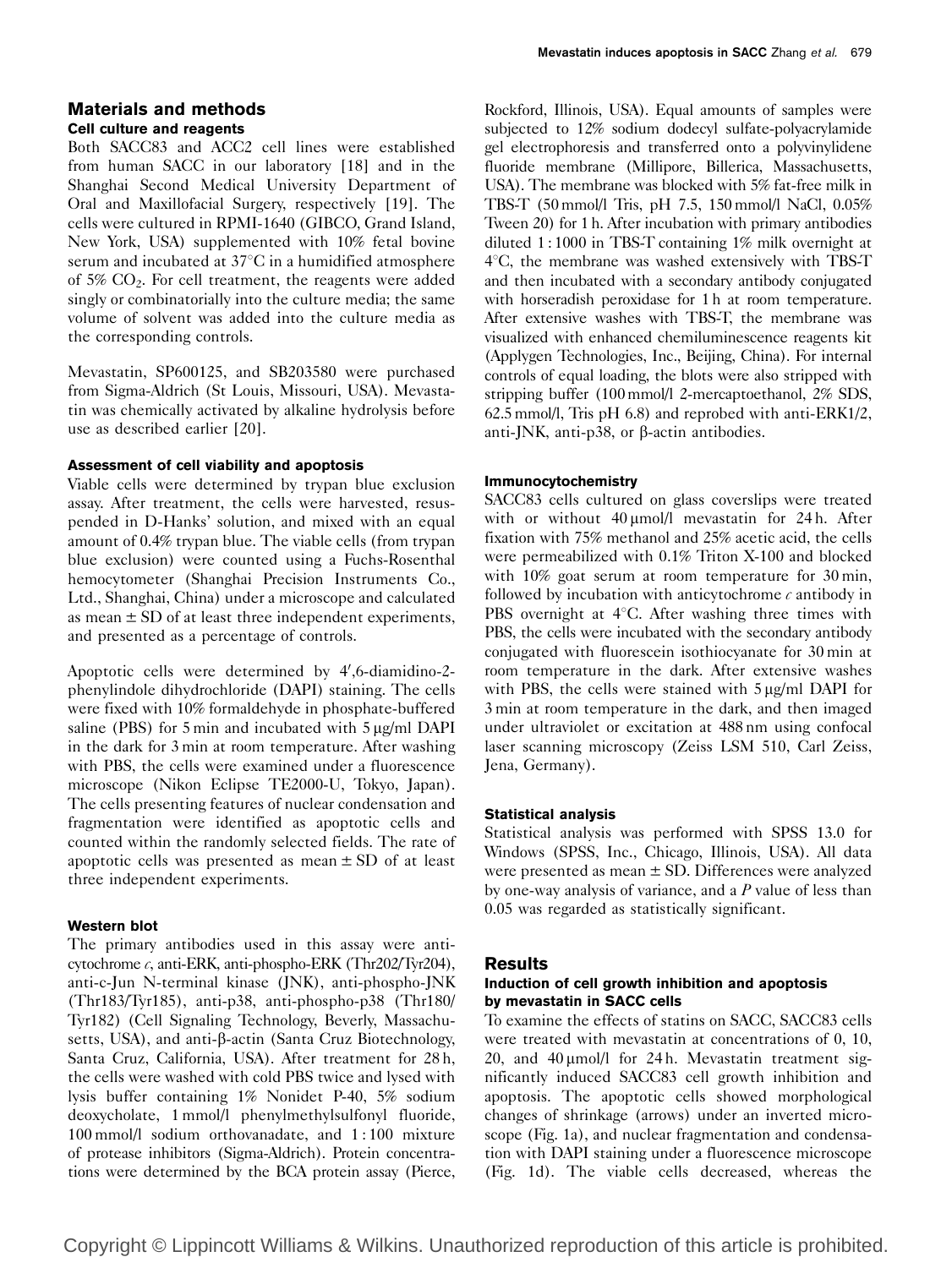## Materials and methods

### Cell culture and reagents

Both SACC83 and ACC2 cell lines were established from human SACC in our laboratory [18] and in the Shanghai Second Medical University Department of Oral and Maxillofacial Surgery, respectively [19]. The cells were cultured in RPMI-1640 (GIBCO, Grand Island, New York, USA) supplemented with 10% fetal bovine serum and incubated at 37°C in a humidified atmosphere of 5% $CO_2$. For cell treatment, the reagents were added singly or combinatorially into the culture media; the same volume of solvent was added into the culture media as the corresponding controls.

Mevastatin, SP600125, and SB203580 were purchased from Sigma-Aldrich (St Louis, Missouri, USA). Mevastatin was chemically activated by alkaline hydrolysis before use as described earlier [20].

### Assessment of cell viability and apoptosis

Viable cells were determined by trypan blue exclusion assay. After treatment, the cells were harvested, resuspended in D-Hanks' solution, and mixed with an equal amount of 0.4% trypan blue. The viable cells (from trypan blue exclusion) were counted using a Fuchs-Rosenthal hemocytometer (Shanghai Precision Instruments Co., Ltd., Shanghai, China) under a microscope and calculated as mean ± SD of at least three independent experiments, and presented as a percentage of controls.

Apoptotic cells were determined by 4′,6-diamidino-2-phenylindole dihydrochloride (DAPI) staining. The cells were fixed with 10% formaldehyde in phosphate-buffered saline (PBS) for 5 min and incubated with 5 μg/ml DAPI in the dark for 3 min at room temperature. After washing with PBS, the cells were examined under a fluorescence microscope (Nikon Eclipse TE2000-U, Tokyo, Japan). The cells presenting features of nuclear condensation and fragmentation were identified as apoptotic cells and counted within the randomly selected fields. The rate of apoptotic cells was presented as mean ± SD of at least three independent experiments.

### Western blot

The primary antibodies used in this assay were anti-cytochrome *c*, anti-ERK, anti-phospho-ERK (Thr202/Tyr204), anti-c-Jun N-terminal kinase (JNK), anti-phospho-JNK (Thr183/Tyr185), anti-p38, anti-phospho-p38 (Thr180/Tyr182) (Cell Signaling Technology, Beverly, Massachusetts, USA), and anti-β-actin (Santa Cruz Biotechnology, Santa Cruz, California, USA). After treatment for 28 h, the cells were washed with cold PBS twice and lysed with lysis buffer containing 1% Nonidet P-40, 5% sodium deoxycholate, 1 mmol/l phenylmethylsulfonyl fluoride, 100 mmol/l sodium orthovanadate, and 1 : 100 mixture of protease inhibitors (Sigma-Aldrich). Protein concentrations were determined by the BCA protein assay (Pierce, Rockford, Illinois, USA). Equal amounts of samples were subjected to 12% sodium dodecyl sulfate-polyacrylamide gel electrophoresis and transferred onto a polyvinylidene fluoride membrane (Millipore, Billerica, Massachusetts, USA). The membrane was blocked with 5% fat-free milk in TBS-T (50 mmol/l Tris, pH 7.5, 150 mmol/l NaCl, 0.05% Tween 20) for 1 h. After incubation with primary antibodies diluted 1 : 1000 in TBS-T containing 1% milk overnight at 4°C, the membrane was washed extensively with TBS-T and then incubated with a secondary antibody conjugated with horseradish peroxidase for 1 h at room temperature. After extensive washes with TBS-T, the membrane was visualized with enhanced chemiluminescence reagents kit (Applygen Technologies, Inc., Beijing, China). For internal controls of equal loading, the blots were also stripped with stripping buffer (100 mmol/l 2-mercaptoethanol, 2% SDS, 62.5 mmol/l, Tris pH 6.8) and reprobed with anti-ERK1/2, anti-JNK, anti-p38, or β-actin antibodies.

### Immunocytochemistry

SACC83 cells cultured on glass coverslips were treated with or without 40 μmol/l mevastatin for 24 h. After fixation with 75% methanol and 25% acetic acid, the cells were permeabilized with 0.1% Triton X-100 and blocked with 10% goat serum at room temperature for 30 min, followed by incubation with anticytochrome *c* antibody in PBS overnight at 4°C. After washing three times with PBS, the cells were incubated with the secondary antibody conjugated with fluorescein isothiocyanate for 30 min at room temperature in the dark. After extensive washes with PBS, the cells were stained with 5 μg/ml DAPI for 3 min at room temperature in the dark, and then imaged under ultraviolet or excitation at 488 nm using confocal laser scanning microscopy (Zeiss LSM 510, Carl Zeiss, Jena, Germany).

### Statistical analysis

Statistical analysis was performed with SPSS 13.0 for Windows (SPSS, Inc., Chicago, Illinois, USA). All data were presented as mean ± SD. Differences were analyzed by one-way analysis of variance, and a $P$ value of less than 0.05 was regarded as statistically significant.

## Results

### Induction of cell growth inhibition and apoptosis by mevastatin in SACC cells

To examine the effects of statins on SACC, SACC83 cells were treated with mevastatin at concentrations of 0, 10, 20, and 40 μmol/l for 24 h. Mevastatin treatment significantly induced SACC83 cell growth inhibition and apoptosis. The apoptotic cells showed morphological changes of shrinkage (arrows) under an inverted microscope (Fig. 1a), and nuclear fragmentation and condensation with DAPI staining under a fluorescence microscope (Fig. 1d). The viable cells decreased, whereas the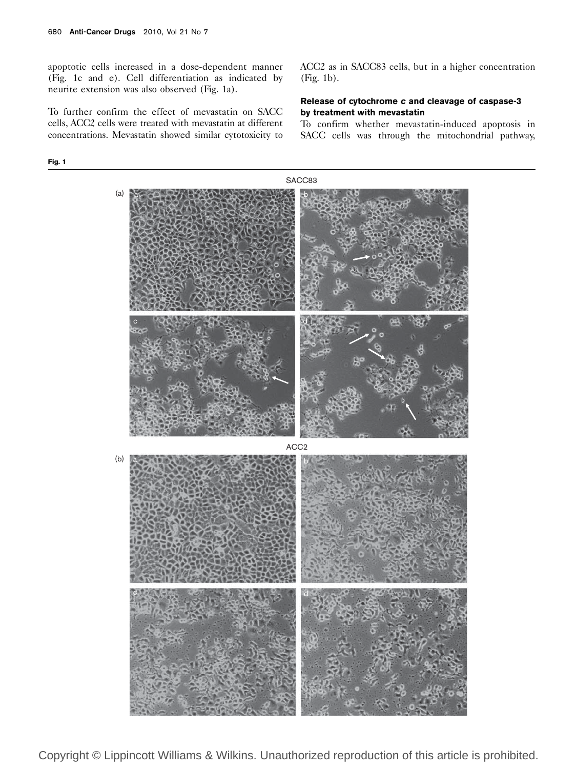apoptotic cells increased in a dose-dependent manner (Fig. 1c and e). Cell differentiation as indicated by neurite extension was also observed (Fig. 1a).

To further confirm the effect of mevastatin on SACC cells, ACC2 cells were treated with mevastatin at different concentrations. Mevastatin showed similar cytotoxicity to ACC2 as in SACC83 cells, but in a higher concentration (Fig. 1b).

### Release of cytochrome *c* and cleavage of caspase-3 by treatment with mevastatin

To confirm whether mevastatin-induced apoptosis in SACC cells was through the mitochondrial pathway,

**Fig. 1**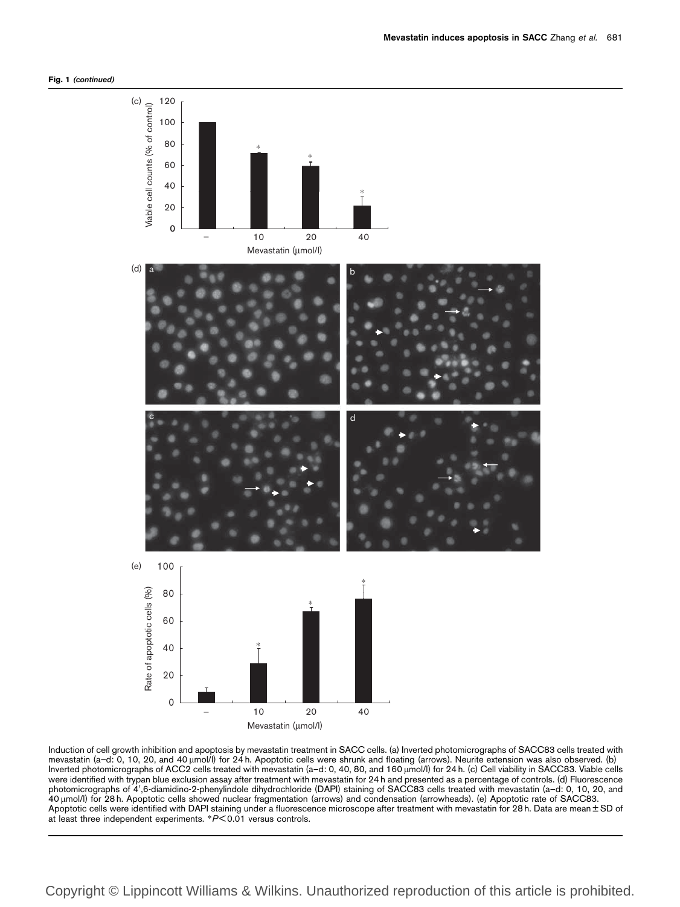**Fig. 1** *(continued)*

Induction of cell growth inhibition and apoptosis by mevastatin treatment in SACC cells. (a) Inverted photomicrographs of SACC83 cells treated with mevastatin (a–d: 0, 10, 20, and 40 μmol/l) for 24 h. Apoptotic cells were shrunk and floating (arrows). Neurite extension was also observed. (b) Inverted photomicrographs of ACC2 cells treated with mevastatin (a–d: 0, 40, 80, and 160 μmol/l) for 24 h. (c) Cell viability in SACC83. Viable cells were identified with trypan blue exclusion assay after treatment with mevastatin for 24 h and presented as a percentage of controls. (d) Fluorescence photomicrographs of 4′,6-diamidino-2-phenylindole dihydrochloride (DAPI) staining of SACC83 cells treated with mevastatin (a–d: 0, 10, 20, and 40 μmol/l) for 28 h. Apoptotic cells showed nuclear fragmentation (arrows) and condensation (arrowheads). (e) Apoptotic rate of SACC83. Apoptotic cells were identified with DAPI staining under a fluorescence microscope after treatment with mevastatin for 28 h. Data are mean ± SD of at least three independent experiments. *$P < 0.01$ versus controls.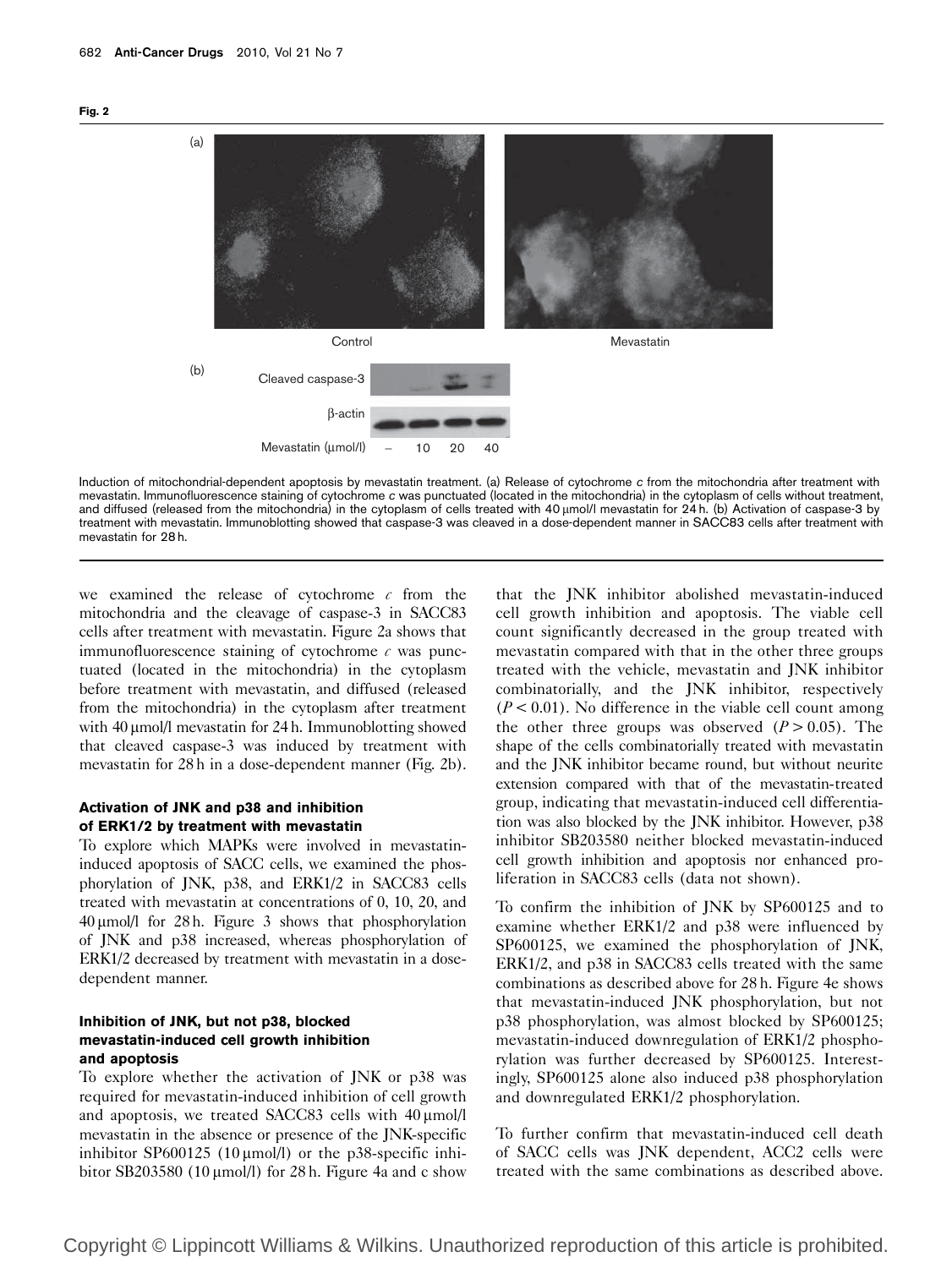**Fig. 2**

(a)

Control　　Mevastatin

(b)

Cleaved caspase-3

β-actin

Mevastatin (μmol/l)　–　10　20　40

Induction of mitochondrial-dependent apoptosis by mevastatin treatment. (a) Release of cytochrome *c* from the mitochondria after treatment with mevastatin. Immunofluorescence staining of cytochrome *c* was punctuated (located in the mitochondria) in the cytoplasm of cells without treatment, and diffused (released from the mitochondria) in the cytoplasm of cells treated with 40 μmol/l mevastatin for 24 h. (b) Activation of caspase-3 by treatment with mevastatin. Immunoblotting showed that caspase-3 was cleaved in a dose-dependent manner in SACC83 cells after treatment with mevastatin for 28 h.

we examined the release of cytochrome *c* from the mitochondria and the cleavage of caspase-3 in SACC83 cells after treatment with mevastatin. Figure 2a shows that immunofluorescence staining of cytochrome *c* was punctuated (located in the mitochondria) in the cytoplasm before treatment with mevastatin, and diffused (released from the mitochondria) in the cytoplasm after treatment with 40 μmol/l mevastatin for 24 h. Immunoblotting showed that cleaved caspase-3 was induced by treatment with mevastatin for 28 h in a dose-dependent manner (Fig. 2b).

### Activation of JNK and p38 and inhibition of ERK1/2 by treatment with mevastatin

To explore which MAPKs were involved in mevastatin-induced apoptosis of SACC cells, we examined the phosphorylation of JNK, p38, and ERK1/2 in SACC83 cells treated with mevastatin at concentrations of 0, 10, 20, and 40 μmol/l for 28 h. Figure 3 shows that phosphorylation of JNK and p38 increased, whereas phosphorylation of ERK1/2 decreased by treatment with mevastatin in a dose-dependent manner.

### Inhibition of JNK, but not p38, blocked mevastatin-induced cell growth inhibition and apoptosis

To explore whether the activation of JNK or p38 was required for mevastatin-induced inhibition of cell growth and apoptosis, we treated SACC83 cells with 40 μmol/l mevastatin in the absence or presence of the JNK-specific inhibitor SP600125 (10 μmol/l) or the p38-specific inhibitor SB203580 (10 μmol/l) for 28 h. Figure 4a and c show that the JNK inhibitor abolished mevastatin-induced cell growth inhibition and apoptosis. The viable cell count significantly decreased in the group treated with mevastatin compared with that in the other three groups treated with the vehicle, mevastatin and JNK inhibitor combinatorially, and the JNK inhibitor, respectively ($P < 0.01$). No difference in the viable cell count among the other three groups was observed ($P > 0.05$). The shape of the cells combinatorially treated with mevastatin and the JNK inhibitor became round, but without neurite extension compared with that of the mevastatin-treated group, indicating that mevastatin-induced cell differentiation was also blocked by the JNK inhibitor. However, p38 inhibitor SB203580 neither blocked mevastatin-induced cell growth inhibition and apoptosis nor enhanced proliferation in SACC83 cells (data not shown).

To confirm the inhibition of JNK by SP600125 and to examine whether ERK1/2 and p38 were influenced by SP600125, we examined the phosphorylation of JNK, ERK1/2, and p38 in SACC83 cells treated with the same combinations as described above for 28 h. Figure 4e shows that mevastatin-induced JNK phosphorylation, but not p38 phosphorylation, was almost blocked by SP600125; mevastatin-induced downregulation of ERK1/2 phosphorylation was further decreased by SP600125. Interestingly, SP600125 alone also induced p38 phosphorylation and downregulated ERK1/2 phosphorylation.

To further confirm that mevastatin-induced cell death of SACC cells was JNK dependent, ACC2 cells were treated with the same combinations as described above.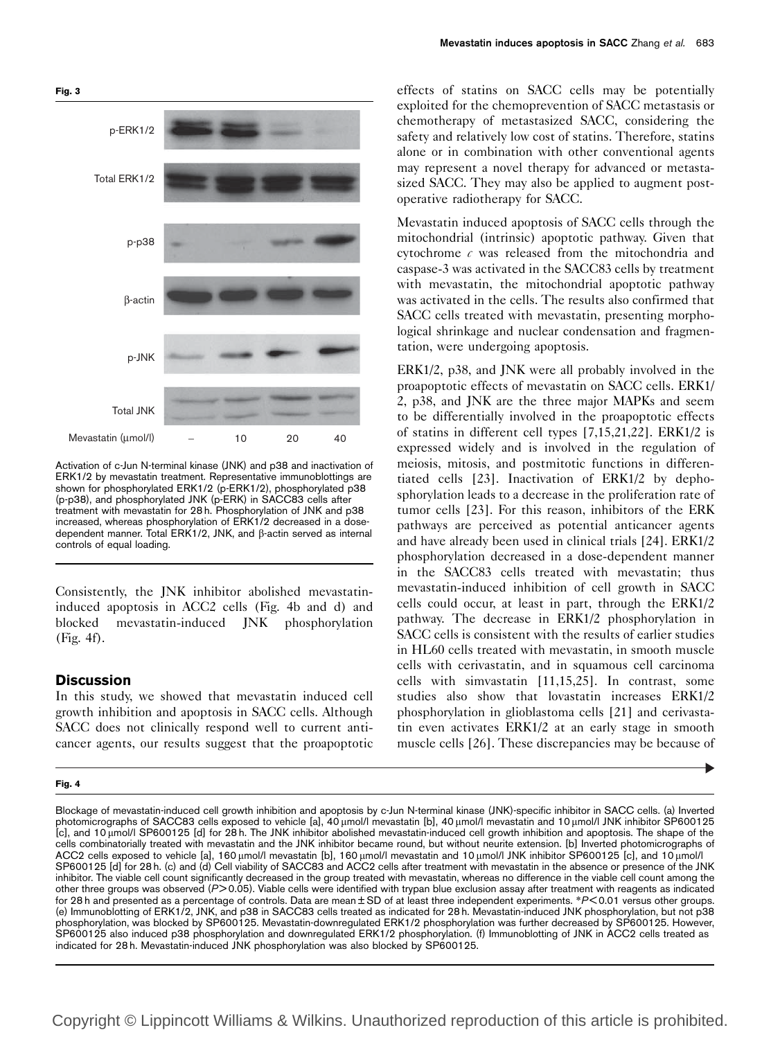**Fig. 3**

Activation of c-Jun N-terminal kinase (JNK) and p38 and inactivation of ERK1/2 by mevastatin treatment. Representative immunoblottings are shown for phosphorylated ERK1/2 (p-ERK1/2), phosphorylated p38 (p-p38), and phosphorylated JNK (p-ERK) in SACC83 cells after treatment with mevastatin for 28 h. Phosphorylation of JNK and p38 increased, whereas phosphorylation of ERK1/2 decreased in a dose-dependent manner. Total ERK1/2, JNK, and β-actin served as internal controls of equal loading.

Consistently, the JNK inhibitor abolished mevastatin-induced apoptosis in ACC2 cells (Fig. 4b and d) and blocked mevastatin-induced JNK phosphorylation (Fig. 4f).

## Discussion

In this study, we showed that mevastatin induced cell growth inhibition and apoptosis in SACC cells. Although SACC does not clinically respond well to current anti-cancer agents, our results suggest that the proapoptotic effects of statins on SACC cells may be potentially exploited for the chemoprevention of SACC metastasis or chemotherapy of metastasized SACC, considering the safety and relatively low cost of statins. Therefore, statins alone or in combination with other conventional agents may represent a novel therapy for advanced or metastasized SACC. They may also be applied to augment post-operative radiotherapy for SACC.

Mevastatin induced apoptosis of SACC cells through the mitochondrial (intrinsic) apoptotic pathway. Given that cytochrome *c* was released from the mitochondria and caspase-3 was activated in the SACC83 cells by treatment with mevastatin, the mitochondrial apoptotic pathway was activated in the cells. The results also confirmed that SACC cells treated with mevastatin, presenting morphological shrinkage and nuclear condensation and fragmentation, were undergoing apoptosis.

ERK1/2, p38, and JNK were all probably involved in the proapoptotic effects of mevastatin on SACC cells. ERK1/2, p38, and JNK are the three major MAPKs and seem to be differentially involved in the proapoptotic effects of statins in different cell types [7,15,21,22]. ERK1/2 is expressed widely and is involved in the regulation of meiosis, mitosis, and postmitotic functions in differentiated cells [23]. Inactivation of ERK1/2 by dephosphorylation leads to a decrease in the proliferation rate of tumor cells [23]. For this reason, inhibitors of the ERK pathways are perceived as potential anticancer agents and have already been used in clinical trials [24]. ERK1/2 phosphorylation decreased in a dose-dependent manner in the SACC83 cells treated with mevastatin; thus mevastatin-induced inhibition of cell growth in SACC cells could occur, at least in part, through the ERK1/2 pathway. The decrease in ERK1/2 phosphorylation in SACC cells is consistent with the results of earlier studies in HL60 cells treated with mevastatin, in smooth muscle cells with cerivastatin, and in squamous cell carcinoma cells with simvastatin [11,15,25]. In contrast, some studies also show that lovastatin increases ERK1/2 phosphorylation in glioblastoma cells [21] and cerivastatin even activates ERK1/2 at an early stage in smooth muscle cells [26]. These discrepancies may be because of

**Fig. 4**

Blockage of mevastatin-induced cell growth inhibition and apoptosis by c-Jun N-terminal kinase (JNK)-specific inhibitor in SACC cells. (a) Inverted photomicrographs of SACC83 cells exposed to vehicle [a], 40 μmol/l mevastatin [b], 40 μmol/l mevastatin and 10 μmol/l JNK inhibitor SP600125 [c], and 10 μmol/l SP600125 [d] for 28 h. The JNK inhibitor abolished mevastatin-induced cell growth inhibition and apoptosis. The shape of the cells combinatorially treated with mevastatin and the JNK inhibitor became round, but without neurite extension. [b] Inverted photomicrographs of ACC2 cells exposed to vehicle [a], 160 μmol/l mevastatin [b], 160 μmol/l mevastatin and 10 μmol/l JNK inhibitor SP600125 [c], and 10 μmol/l SP600125 [d] for 28 h. (c) and (d) Cell viability of SACC83 and ACC2 cells after treatment with mevastatin in the absence or presence of the JNK inhibitor. The viable cell count significantly decreased in the group treated with mevastatin, whereas no difference in the viable cell count among the other three groups was observed ($P > 0.05$). Viable cells were identified with trypan blue exclusion assay after treatment with reagents as indicated for 28 h and presented as a percentage of controls. Data are mean ± SD of at least three independent experiments. *$P < 0.01$ versus other groups. (e) Immunoblotting of ERK1/2, JNK, and p38 in SACC83 cells treated as indicated for 28 h. Mevastatin-induced JNK phosphorylation, but not p38 phosphorylation, was blocked by SP600125. Mevastatin-downregulated ERK1/2 phosphorylation was further decreased by SP600125. However, SP600125 also induced p38 phosphorylation and downregulated ERK1/2 phosphorylation. (f) Immunoblotting of JNK in ACC2 cells treated as indicated for 28 h. Mevastatin-induced JNK phosphorylation was also blocked by SP600125.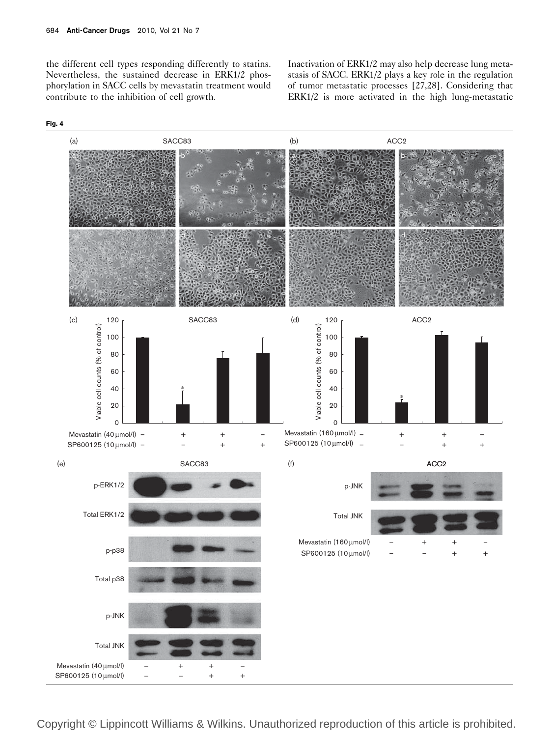the different cell types responding differently to statins. Nevertheless, the sustained decrease in ERK1/2 phosphorylation in SACC cells by mevastatin treatment would contribute to the inhibition of cell growth.

Inactivation of ERK1/2 may also help decrease lung metastasis of SACC. ERK1/2 plays a key role in the regulation of tumor metastatic processes [27,28]. Considering that ERK1/2 is more activated in the high lung-metastatic

**Fig. 4**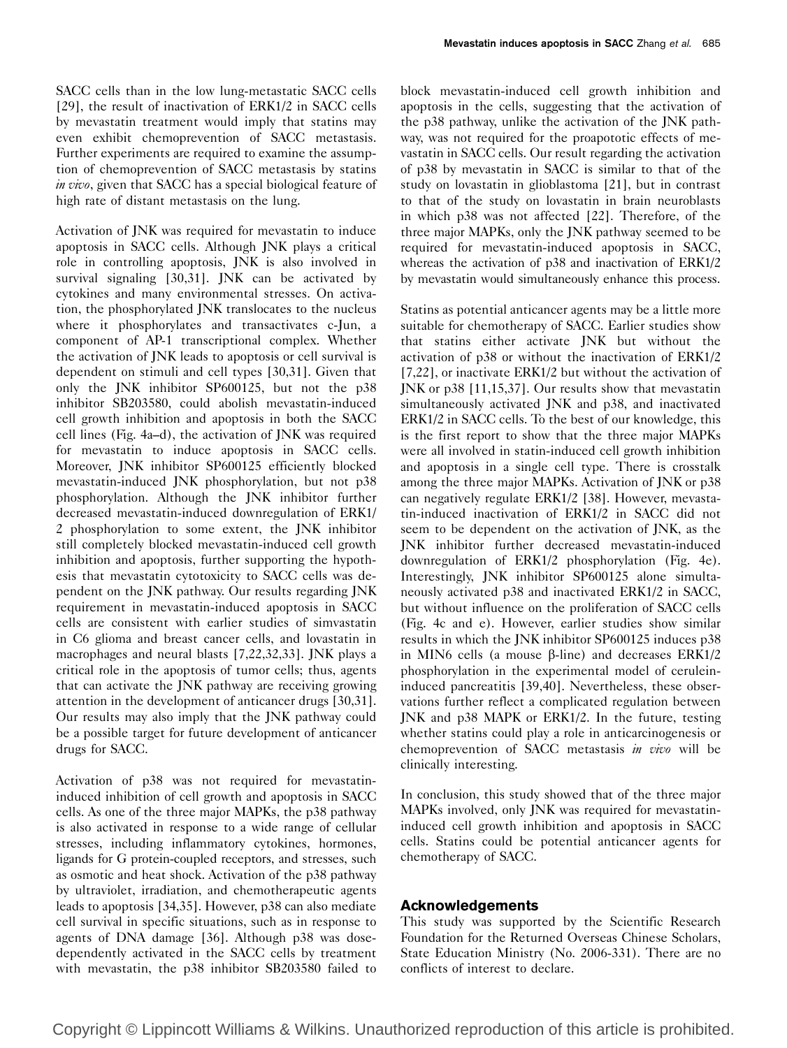SACC cells than in the low lung-metastatic SACC cells [29], the result of inactivation of ERK1/2 in SACC cells by mevastatin treatment would imply that statins may even exhibit chemoprevention of SACC metastasis. Further experiments are required to examine the assumption of chemoprevention of SACC metastasis by statins *in vivo*, given that SACC has a special biological feature of high rate of distant metastasis on the lung.

Activation of JNK was required for mevastatin to induce apoptosis in SACC cells. Although JNK plays a critical role in controlling apoptosis, JNK is also involved in survival signaling [30,31]. JNK can be activated by cytokines and many environmental stresses. On activation, the phosphorylated JNK translocates to the nucleus where it phosphorylates and transactivates c-Jun, a component of AP-1 transcriptional complex. Whether the activation of JNK leads to apoptosis or cell survival is dependent on stimuli and cell types [30,31]. Given that only the JNK inhibitor SP600125, but not the p38 inhibitor SB203580, could abolish mevastatin-induced cell growth inhibition and apoptosis in both the SACC cell lines (Fig. 4a–d), the activation of JNK was required for mevastatin to induce apoptosis in SACC cells. Moreover, JNK inhibitor SP600125 efficiently blocked mevastatin-induced JNK phosphorylation, but not p38 phosphorylation. Although the JNK inhibitor further decreased mevastatin-induced downregulation of ERK1/2 phosphorylation to some extent, the JNK inhibitor still completely blocked mevastatin-induced cell growth inhibition and apoptosis, further supporting the hypothesis that mevastatin cytotoxicity to SACC cells was dependent on the JNK pathway. Our results regarding JNK requirement in mevastatin-induced apoptosis in SACC cells are consistent with earlier studies of simvastatin in C6 glioma and breast cancer cells, and lovastatin in macrophages and neural blasts [7,22,32,33]. JNK plays a critical role in the apoptosis of tumor cells; thus, agents that can activate the JNK pathway are receiving growing attention in the development of anticancer drugs [30,31]. Our results may also imply that the JNK pathway could be a possible target for future development of anticancer drugs for SACC.

Activation of p38 was not required for mevastatin-induced inhibition of cell growth and apoptosis in SACC cells. As one of the three major MAPKs, the p38 pathway is also activated in response to a wide range of cellular stresses, including inflammatory cytokines, hormones, ligands for G protein-coupled receptors, and stresses, such as osmotic and heat shock. Activation of the p38 pathway by ultraviolet, irradiation, and chemotherapeutic agents leads to apoptosis [34,35]. However, p38 can also mediate cell survival in specific situations, such as in response to agents of DNA damage [36]. Although p38 was dose-dependently activated in the SACC cells by treatment with mevastatin, the p38 inhibitor SB203580 failed to block mevastatin-induced cell growth inhibition and apoptosis in the cells, suggesting that the activation of the p38 pathway, unlike the activation of the JNK pathway, was not required for the proapototic effects of mevastatin in SACC cells. Our result regarding the activation of p38 by mevastatin in SACC is similar to that of the study on lovastatin in glioblastoma [21], but in contrast to that of the study on lovastatin in brain neuroblasts in which p38 was not affected [22]. Therefore, of the three major MAPKs, only the JNK pathway seemed to be required for mevastatin-induced apoptosis in SACC, whereas the activation of p38 and inactivation of ERK1/2 by mevastatin would simultaneously enhance this process.

Statins as potential anticancer agents may be a little more suitable for chemotherapy of SACC. Earlier studies show that statins either activate JNK but without the activation of p38 or without the inactivation of ERK1/2 [7,22], or inactivate ERK1/2 but without the activation of JNK or p38 [11,15,37]. Our results show that mevastatin simultaneously activated JNK and p38, and inactivated ERK1/2 in SACC cells. To the best of our knowledge, this is the first report to show that the three major MAPKs were all involved in statin-induced cell growth inhibition and apoptosis in a single cell type. There is crosstalk among the three major MAPKs. Activation of JNK or p38 can negatively regulate ERK1/2 [38]. However, mevastatin-induced inactivation of ERK1/2 in SACC did not seem to be dependent on the activation of JNK, as the JNK inhibitor further decreased mevastatin-induced downregulation of ERK1/2 phosphorylation (Fig. 4e). Interestingly, JNK inhibitor SP600125 alone simultaneously activated p38 and inactivated ERK1/2 in SACC, but without influence on the proliferation of SACC cells (Fig. 4c and e). However, earlier studies show similar results in which the JNK inhibitor SP600125 induces p38 in MIN6 cells (a mouse β-line) and decreases ERK1/2 phosphorylation in the experimental model of cerulein-induced pancreatitis [39,40]. Nevertheless, these observations further reflect a complicated regulation between JNK and p38 MAPK or ERK1/2. In the future, testing whether statins could play a role in anticarcinogenesis or chemoprevention of SACC metastasis *in vivo* will be clinically interesting.

In conclusion, this study showed that of the three major MAPKs involved, only JNK was required for mevastatin-induced cell growth inhibition and apoptosis in SACC cells. Statins could be potential anticancer agents for chemotherapy of SACC.

## Acknowledgements

This study was supported by the Scientific Research Foundation for the Returned Overseas Chinese Scholars, State Education Ministry (No. 2006-331). There are no conflicts of interest to declare.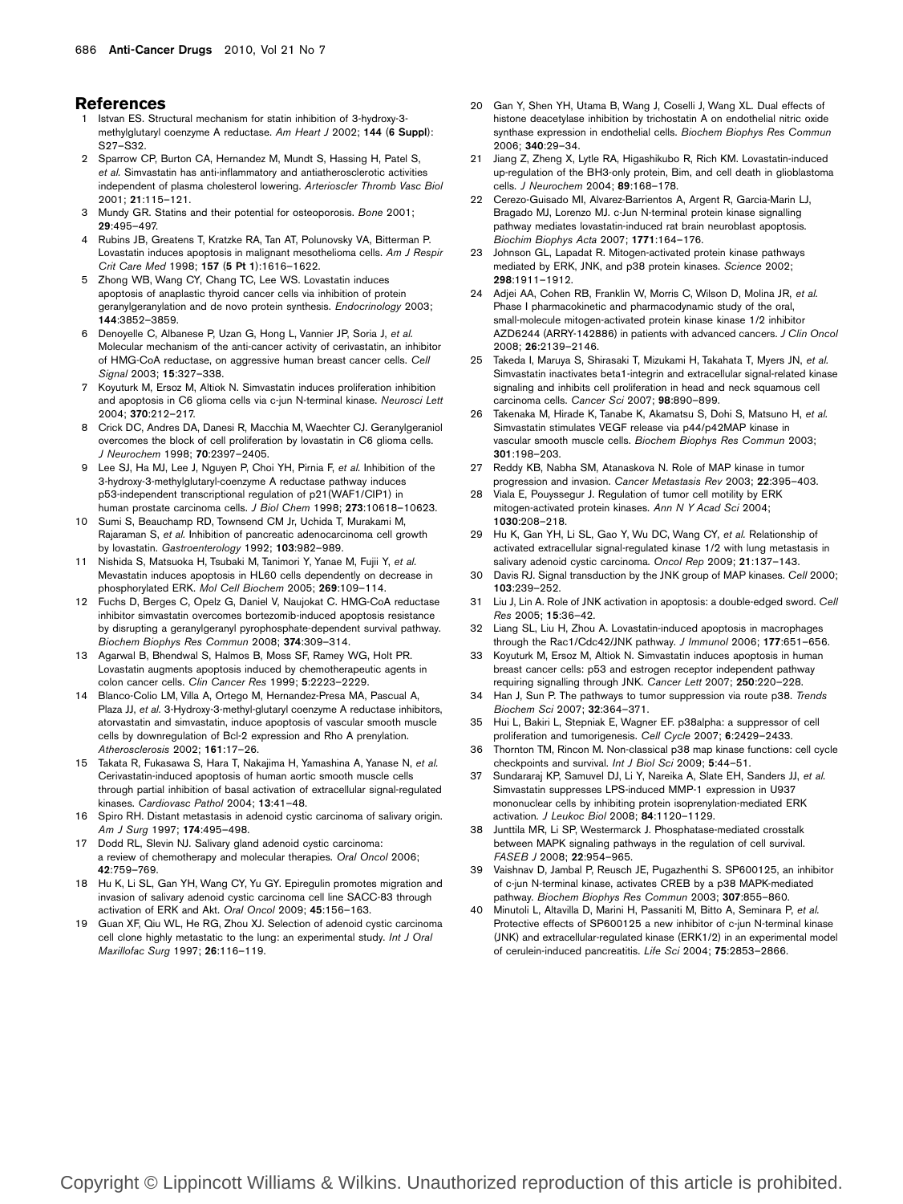## References

1. Istvan ES. Structural mechanism for statin inhibition of 3-hydroxy-3-methylglutaryl coenzyme A reductase. *Am Heart J* 2002; **144** (**6 Suppl**): S27–S32.
2. Sparrow CP, Burton CA, Hernandez M, Mundt S, Hassing H, Patel S, *et al.* Simvastatin has anti-inflammatory and antiatherosclerotic activities independent of plasma cholesterol lowering. *Arterioscler Thromb Vasc Biol* 2001; **21**:115–121.
3. Mundy GR. Statins and their potential for osteoporosis. *Bone* 2001; **29**:495–497.
4. Rubins JB, Greatens T, Kratzke RA, Tan AT, Polunovsky VA, Bitterman P. Lovastatin induces apoptosis in malignant mesothelioma cells. *Am J Respir Crit Care Med* 1998; **157** (**5 Pt 1**):1616–1622.
5. Zhong WB, Wang CY, Chang TC, Lee WS. Lovastatin induces apoptosis of anaplastic thyroid cancer cells via inhibition of protein geranylgeranylation and de novo protein synthesis. *Endocrinology* 2003; **144**:3852–3859.
6. Denoyelle C, Albanese P, Uzan G, Hong L, Vannier JP, Soria J, *et al.* Molecular mechanism of the anti-cancer activity of cerivastatin, an inhibitor of HMG-CoA reductase, on aggressive human breast cancer cells. *Cell Signal* 2003; **15**:327–338.
7. Koyuturk M, Ersoz M, Altiok N. Simvastatin induces proliferation inhibition and apoptosis in C6 glioma cells via c-jun N-terminal kinase. *Neurosci Lett* 2004; **370**:212–217.
8. Crick DC, Andres DA, Danesi R, Macchia M, Waechter CJ. Geranylgeraniol overcomes the block of cell proliferation by lovastatin in C6 glioma cells. *J Neurochem* 1998; **70**:2397–2405.
9. Lee SJ, Ha MJ, Lee J, Nguyen P, Choi YH, Pirnia F, *et al.* Inhibition of the 3-hydroxy-3-methylglutaryl-coenzyme A reductase pathway induces p53-independent transcriptional regulation of p21(WAF1/CIP1) in human prostate carcinoma cells. *J Biol Chem* 1998; **273**:10618–10623.
10. Sumi S, Beauchamp RD, Townsend CM Jr, Uchida T, Murakami M, Rajaraman S, *et al.* Inhibition of pancreatic adenocarcinoma cell growth by lovastatin. *Gastroenterology* 1992; **103**:982–989.
11. Nishida S, Matsuoka H, Tsubaki M, Tanimori Y, Yanae M, Fujii Y, *et al.* Mevastatin induces apoptosis in HL60 cells dependently on decrease in phosphorylated ERK. *Mol Cell Biochem* 2005; **269**:109–114.
12. Fuchs D, Berges C, Opelz G, Daniel V, Naujokat C. HMG-CoA reductase inhibitor simvastatin overcomes bortezomib-induced apoptosis resistance by disrupting a geranylgeranyl pyrophosphate-dependent survival pathway. *Biochem Biophys Res Commun* 2008; **374**:309–314.
13. Agarwal B, Bhendwal S, Halmos B, Moss SF, Ramey WG, Holt PR. Lovastatin augments apoptosis induced by chemotherapeutic agents in colon cancer cells. *Clin Cancer Res* 1999; **5**:2223–2229.
14. Blanco-Colio LM, Villa A, Ortego M, Hernandez-Presa MA, Pascual A, Plaza JJ, *et al.* 3-Hydroxy-3-methyl-glutaryl coenzyme A reductase inhibitors, atorvastatin and simvastatin, induce apoptosis of vascular smooth muscle cells by downregulation of Bcl-2 expression and Rho A prenylation. *Atherosclerosis* 2002; **161**:17–26.
15. Takata R, Fukasawa S, Hara T, Nakajima H, Yamashina A, Yanase N, *et al.* Cerivastatin-induced apoptosis of human aortic smooth muscle cells through partial inhibition of basal activation of extracellular signal-regulated kinases. *Cardiovasc Pathol* 2004; **13**:41–48.
16. Spiro RH. Distant metastasis in adenoid cystic carcinoma of salivary origin. *Am J Surg* 1997; **174**:495–498.
17. Dodd RL, Slevin NJ. Salivary gland adenoid cystic carcinoma: a review of chemotherapy and molecular therapies. *Oral Oncol* 2006; **42**:759–769.
18. Hu K, Li SL, Gan YH, Wang CY, Yu GY. Epiregulin promotes migration and invasion of salivary adenoid cystic carcinoma cell line SACC-83 through activation of ERK and Akt. *Oral Oncol* 2009; **45**:156–163.
19. Guan XF, Qiu WL, He RG, Zhou XJ. Selection of adenoid cystic carcinoma cell clone highly metastatic to the lung: an experimental study. *Int J Oral Maxillofac Surg* 1997; **26**:116–119.
20. Gan Y, Shen YH, Utama B, Wang J, Coselli J, Wang XL. Dual effects of histone deacetylase inhibition by trichostatin A on endothelial nitric oxide synthase expression in endothelial cells. *Biochem Biophys Res Commun* 2006; **340**:29–34.
21. Jiang Z, Zheng X, Lytle RA, Higashikubo R, Rich KM. Lovastatin-induced up-regulation of the BH3-only protein, Bim, and cell death in glioblastoma cells. *J Neurochem* 2004; **89**:168–178.
22. Cerezo-Guisado MI, Alvarez-Barrientos A, Argent R, Garcia-Marin LJ, Bragado MJ, Lorenzo MJ. c-Jun N-terminal protein kinase signalling pathway mediates lovastatin-induced rat brain neuroblast apoptosis. *Biochim Biophys Acta* 2007; **1771**:164–176.
23. Johnson GL, Lapadat R. Mitogen-activated protein kinase pathways mediated by ERK, JNK, and p38 protein kinases. *Science* 2002; **298**:1911–1912.
24. Adjei AA, Cohen RB, Franklin W, Morris C, Wilson D, Molina JR, *et al.* Phase I pharmacokinetic and pharmacodynamic study of the oral, small-molecule mitogen-activated protein kinase kinase 1/2 inhibitor AZD6244 (ARRY-142886) in patients with advanced cancers. *J Clin Oncol* 2008; **26**:2139–2146.
25. Takeda I, Maruya S, Shirasaki T, Mizukami H, Takahata T, Myers JN, *et al.* Simvastatin inactivates beta1-integrin and extracellular signal-related kinase signaling and inhibits cell proliferation in head and neck squamous cell carcinoma cells. *Cancer Sci* 2007; **98**:890–899.
26. Takenaka M, Hirade K, Tanabe K, Akamatsu S, Dohi S, Matsuno H, *et al.* Simvastatin stimulates VEGF release via p44/p42MAP kinase in vascular smooth muscle cells. *Biochem Biophys Res Commun* 2003; **301**:198–203.
27. Reddy KB, Nabha SM, Atanaskova N. Role of MAP kinase in tumor progression and invasion. *Cancer Metastasis Rev* 2003; **22**:395–403.
28. Viala E, Pouyssegur J. Regulation of tumor cell motility by ERK mitogen-activated protein kinases. *Ann N Y Acad Sci* 2004; **1030**:208–218.
29. Hu K, Gan YH, Li SL, Gao Y, Wu DC, Wang CY, *et al.* Relationship of activated extracellular signal-regulated kinase 1/2 with lung metastasis in salivary adenoid cystic carcinoma. *Oncol Rep* 2009; **21**:137–143.
30. Davis RJ. Signal transduction by the JNK group of MAP kinases. *Cell* 2000; **103**:239–252.
31. Liu J, Lin A. Role of JNK activation in apoptosis: a double-edged sword. *Cell Res* 2005; **15**:36–42.
32. Liang SL, Liu H, Zhou A. Lovastatin-induced apoptosis in macrophages through the Rac1/Cdc42/JNK pathway. *J Immunol* 2006; **177**:651–656.
33. Koyuturk M, Ersoz M, Altiok N. Simvastatin induces apoptosis in human breast cancer cells: p53 and estrogen receptor independent pathway requiring signalling through JNK. *Cancer Lett* 2007; **250**:220–228.
34. Han J, Sun P. The pathways to tumor suppression via route p38. *Trends Biochem Sci* 2007; **32**:364–371.
35. Hui L, Bakiri L, Stepniak E, Wagner EF. p38alpha: a suppressor of cell proliferation and tumorigenesis. *Cell Cycle* 2007; **6**:2429–2433.
36. Thornton TM, Rincon M. Non-classical p38 map kinase functions: cell cycle checkpoints and survival. *Int J Biol Sci* 2009; **5**:44–51.
37. Sundararaj KP, Samuvel DJ, Li Y, Nareika A, Slate EH, Sanders JJ, *et al.* Simvastatin suppresses LPS-induced MMP-1 expression in U937 mononuclear cells by inhibiting protein isoprenylation-mediated ERK activation. *J Leukoc Biol* 2008; **84**:1120–1129.
38. Junttila MR, Li SP, Westermarck J. Phosphatase-mediated crosstalk between MAPK signaling pathways in the regulation of cell survival. *FASEB J* 2008; **22**:954–965.
39. Vaishnav D, Jambal P, Reusch JE, Pugazhenthi S. SP600125, an inhibitor of c-jun N-terminal kinase, activates CREB by a p38 MAPK-mediated pathway. *Biochem Biophys Res Commun* 2003; **307**:855–860.
40. Minutoli L, Altavilla D, Marini H, Passaniti M, Bitto A, Seminara P, *et al.* Protective effects of SP600125 a new inhibitor of c-jun N-terminal kinase (JNK) and extracellular-regulated kinase (ERK1/2) in an experimental model of cerulein-induced pancreatitis. *Life Sci* 2004; **75**:2853–2866.